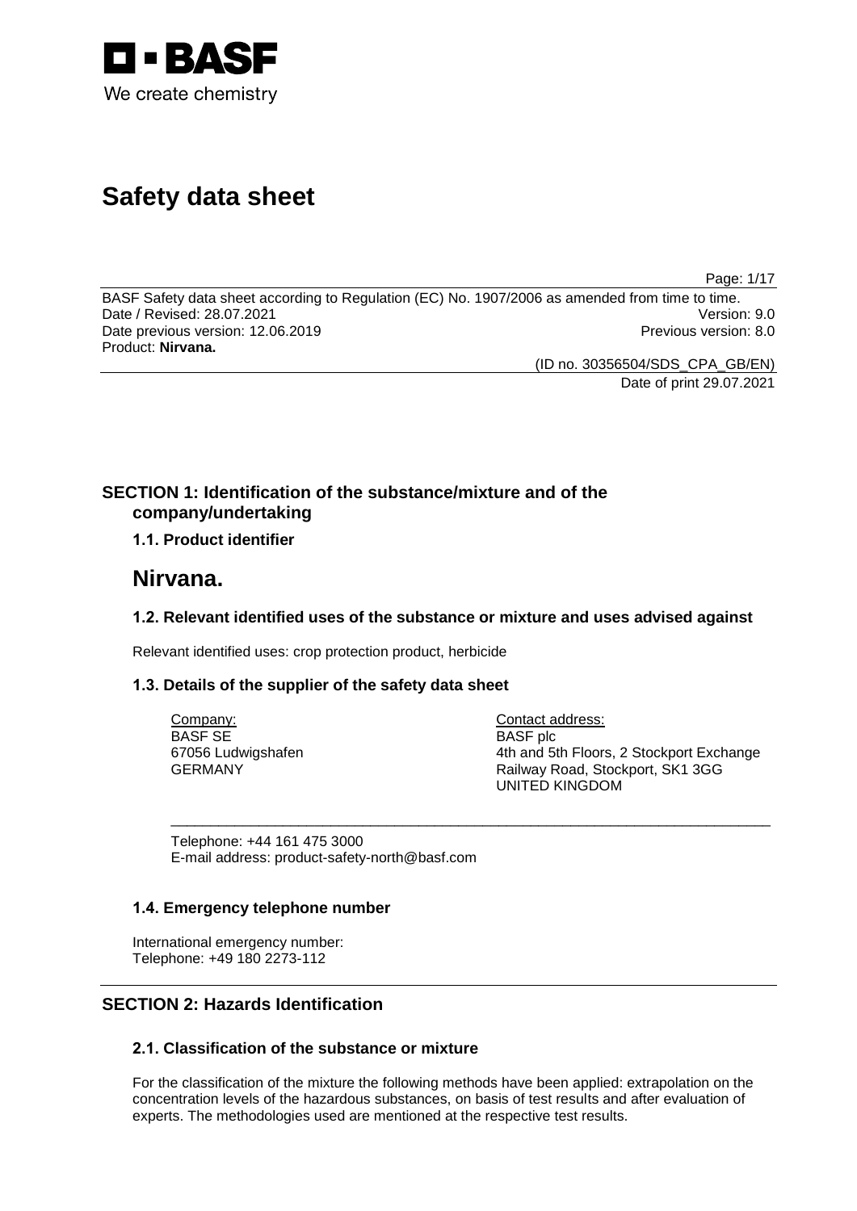BASF

We create chemistry

# Safety data sheet

BASF Safety data sheet according to Regulation (EC) No. 1907/2006 as amended from time to time.
Date / Revised: 28.07.2021 Version: 9.0
Date previous version: 12.06.2019 Previous version: 8.0
Product: **Nirvana.**

(ID no. 30356504/SDS_CPA_GB/EN)
Date of print 29.07.2021

## SECTION 1: Identification of the substance/mixture and of the company/undertaking

### 1.1. Product identifier

# Nirvana.

### 1.2. Relevant identified uses of the substance or mixture and uses advised against

Relevant identified uses: crop protection product, herbicide

### 1.3. Details of the supplier of the safety data sheet

| Company: | Contact address: |
|---|---|
| BASF SE | BASF plc |
| 67056 Ludwigshafen | 4th and 5th Floors, 2 Stockport Exchange |
| GERMANY | Railway Road, Stockport, SK1 3GG |
| | UNITED KINGDOM |

Telephone: +44 161 475 3000
E-mail address: product-safety-north@basf.com

### 1.4. Emergency telephone number

International emergency number:
Telephone: +49 180 2273-112

## SECTION 2: Hazards Identification

### 2.1. Classification of the substance or mixture

For the classification of the mixture the following methods have been applied: extrapolation on the concentration levels of the hazardous substances, on basis of test results and after evaluation of experts. The methodologies used are mentioned at the respective test results.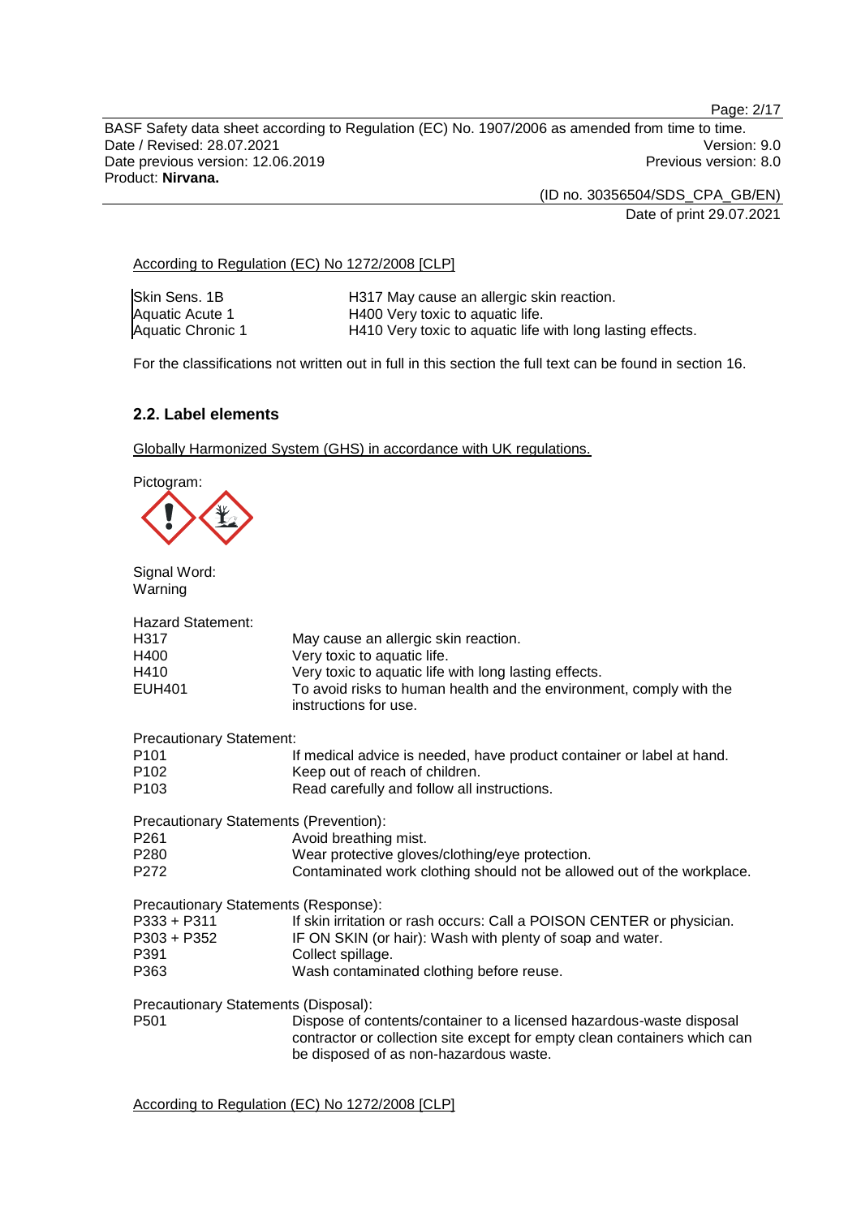According to Regulation (EC) No 1272/2008 [CLP]

| | |
|---|---|
| Skin Sens. 1B | H317 May cause an allergic skin reaction. |
| Aquatic Acute 1 | H400 Very toxic to aquatic life. |
| Aquatic Chronic 1 | H410 Very toxic to aquatic life with long lasting effects. |

For the classifications not written out in full in this section the full text can be found in section 16.

## 2.2. Label elements

Globally Harmonized System (GHS) in accordance with UK regulations.

Pictogram:

Signal Word:
Warning

Hazard Statement:

| | |
|---|---|
| H317 | May cause an allergic skin reaction. |
| H400 | Very toxic to aquatic life. |
| H410 | Very toxic to aquatic life with long lasting effects. |
| EUH401 | To avoid risks to human health and the environment, comply with the instructions for use. |

Precautionary Statement:

| | |
|---|---|
| P101 | If medical advice is needed, have product container or label at hand. |
| P102 | Keep out of reach of children. |
| P103 | Read carefully and follow all instructions. |

Precautionary Statements (Prevention):

| | |
|---|---|
| P261 | Avoid breathing mist. |
| P280 | Wear protective gloves/clothing/eye protection. |
| P272 | Contaminated work clothing should not be allowed out of the workplace. |

Precautionary Statements (Response):

| | |
|---|---|
| P333 + P311 | If skin irritation or rash occurs: Call a POISON CENTER or physician. |
| P303 + P352 | IF ON SKIN (or hair): Wash with plenty of soap and water. |
| P391 | Collect spillage. |
| P363 | Wash contaminated clothing before reuse. |

Precautionary Statements (Disposal):

| | |
|---|---|
| P501 | Dispose of contents/container to a licensed hazardous-waste disposal contractor or collection site except for empty clean containers which can be disposed of as non-hazardous waste. |

According to Regulation (EC) No 1272/2008 [CLP]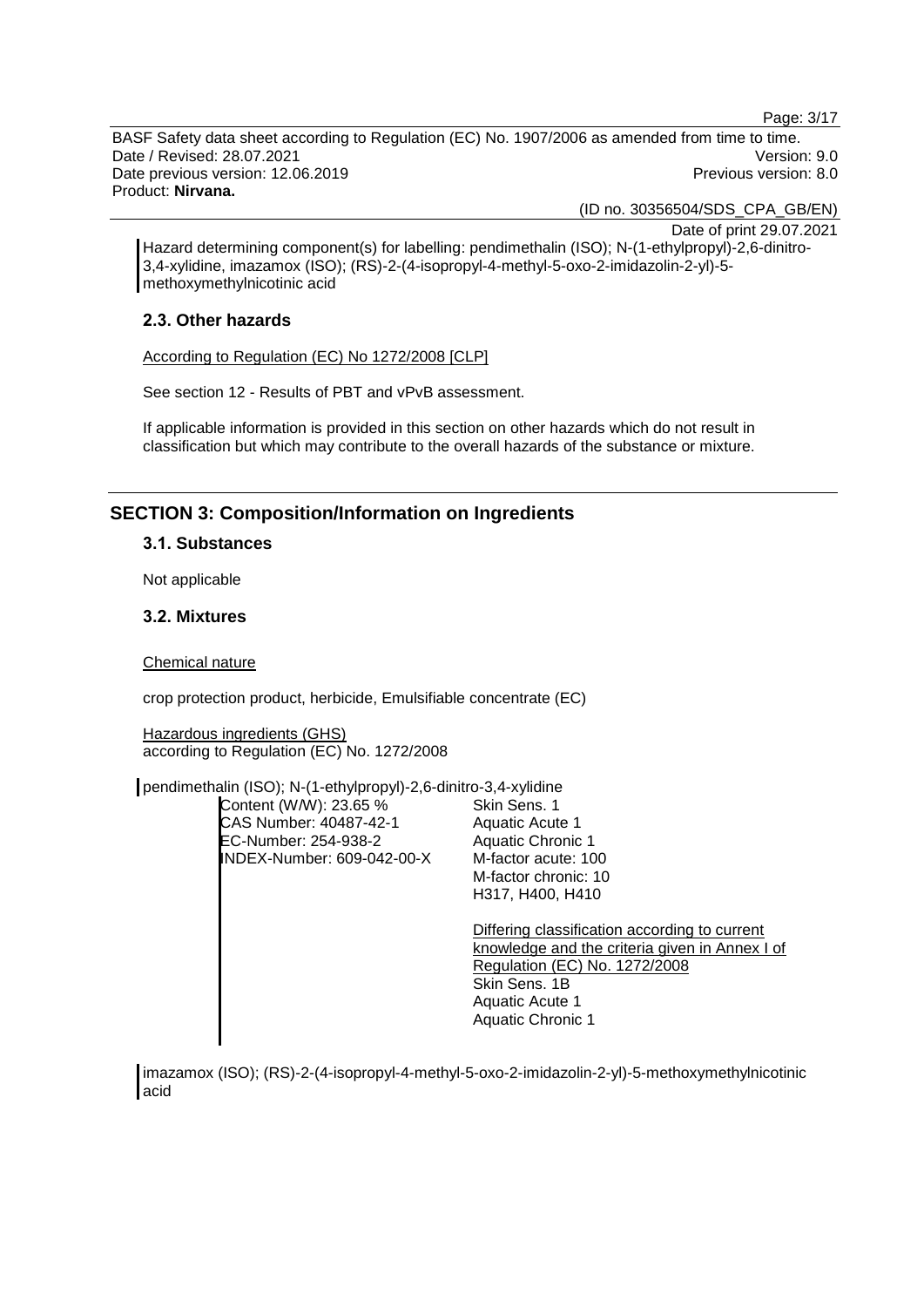Hazard determining component(s) for labelling: pendimethalin (ISO); N-(1-ethylpropyl)-2,6-dinitro-3,4-xylidine, imazamox (ISO); (RS)-2-(4-isopropyl-4-methyl-5-oxo-2-imidazolin-2-yl)-5-methoxymethylnicotinic acid

### 2.3. Other hazards

According to Regulation (EC) No 1272/2008 [CLP]

See section 12 - Results of PBT and vPvB assessment.

If applicable information is provided in this section on other hazards which do not result in classification but which may contribute to the overall hazards of the substance or mixture.

## SECTION 3: Composition/Information on Ingredients

### 3.1. Substances

Not applicable

### 3.2. Mixtures

Chemical nature

crop protection product, herbicide, Emulsifiable concentrate (EC)

Hazardous ingredients (GHS)
according to Regulation (EC) No. 1272/2008

pendimethalin (ISO); N-(1-ethylpropyl)-2,6-dinitro-3,4-xylidine

| | |
|---|---|
| Content (W/W): 23.65 % | Skin Sens. 1 |
| CAS Number: 40487-42-1 | Aquatic Acute 1 |
| EC-Number: 254-938-2 | Aquatic Chronic 1 |
| INDEX-Number: 609-042-00-X | M-factor acute: 100 |
| | M-factor chronic: 10 |
| | H317, H400, H410 |
| | Differing classification according to current knowledge and the criteria given in Annex I of Regulation (EC) No. 1272/2008 |
| | Skin Sens. 1B |
| | Aquatic Acute 1 |
| | Aquatic Chronic 1 |

imazamox (ISO); (RS)-2-(4-isopropyl-4-methyl-5-oxo-2-imidazolin-2-yl)-5-methoxymethylnicotinic acid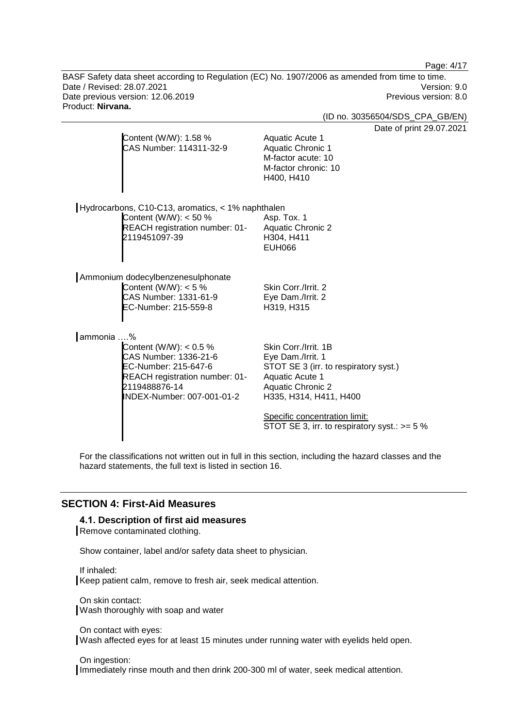| | |
|---|---|
| Content (W/W): 1.58 %<br>CAS Number: 114311-32-9 | Aquatic Acute 1<br>Aquatic Chronic 1<br>M-factor acute: 10<br>M-factor chronic: 10<br>H400, H410 |

Hydrocarbons, C10-C13, aromatics, < 1% naphthalen

| | |
|---|---|
| Content (W/W): < 50 %<br>REACH registration number: 01-2119451097-39 | Asp. Tox. 1<br>Aquatic Chronic 2<br>H304, H411<br>EUH066 |

Ammonium dodecylbenzenesulphonate

| | |
|---|---|
| Content (W/W): < 5 %<br>CAS Number: 1331-61-9<br>EC-Number: 215-559-8 | Skin Corr./Irrit. 2<br>Eye Dam./Irrit. 2<br>H319, H315 |

ammonia ….%

| | |
|---|---|
| Content (W/W): < 0.5 %<br>CAS Number: 1336-21-6<br>EC-Number: 215-647-6<br>REACH registration number: 01-2119488876-14<br>INDEX-Number: 007-001-01-2 | Skin Corr./Irrit. 1B<br>Eye Dam./Irrit. 1<br>STOT SE 3 (irr. to respiratory syst.)<br>Aquatic Acute 1<br>Aquatic Chronic 2<br>H335, H314, H411, H400<br><br>Specific concentration limit:<br>STOT SE 3, irr. to respiratory syst.: >= 5 % |

For the classifications not written out in full in this section, including the hazard classes and the hazard statements, the full text is listed in section 16.

## SECTION 4: First-Aid Measures

### 4.1. Description of first aid measures

Remove contaminated clothing.

Show container, label and/or safety data sheet to physician.

If inhaled:
Keep patient calm, remove to fresh air, seek medical attention.

On skin contact:
Wash thoroughly with soap and water

On contact with eyes:
Wash affected eyes for at least 15 minutes under running water with eyelids held open.

On ingestion:
Immediately rinse mouth and then drink 200-300 ml of water, seek medical attention.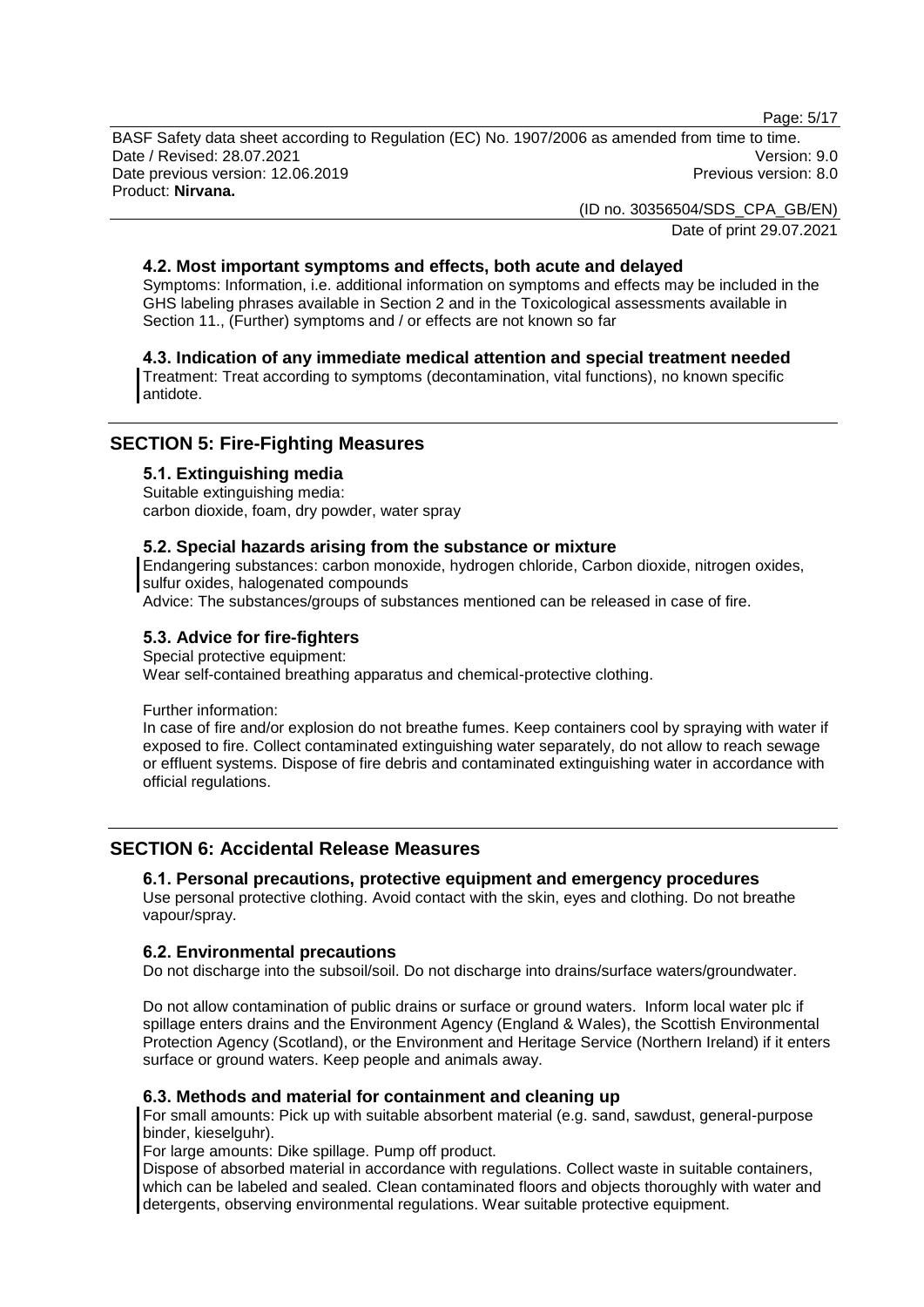### 4.2. Most important symptoms and effects, both acute and delayed

Symptoms: Information, i.e. additional information on symptoms and effects may be included in the GHS labeling phrases available in Section 2 and in the Toxicological assessments available in Section 11., (Further) symptoms and / or effects are not known so far

### 4.3. Indication of any immediate medical attention and special treatment needed

Treatment: Treat according to symptoms (decontamination, vital functions), no known specific antidote.

## SECTION 5: Fire-Fighting Measures

### 5.1. Extinguishing media

Suitable extinguishing media:
carbon dioxide, foam, dry powder, water spray

### 5.2. Special hazards arising from the substance or mixture

Endangering substances: carbon monoxide, hydrogen chloride, Carbon dioxide, nitrogen oxides, sulfur oxides, halogenated compounds
Advice: The substances/groups of substances mentioned can be released in case of fire.

### 5.3. Advice for fire-fighters

Special protective equipment:
Wear self-contained breathing apparatus and chemical-protective clothing.

Further information:
In case of fire and/or explosion do not breathe fumes. Keep containers cool by spraying with water if exposed to fire. Collect contaminated extinguishing water separately, do not allow to reach sewage or effluent systems. Dispose of fire debris and contaminated extinguishing water in accordance with official regulations.

## SECTION 6: Accidental Release Measures

### 6.1. Personal precautions, protective equipment and emergency procedures

Use personal protective clothing. Avoid contact with the skin, eyes and clothing. Do not breathe vapour/spray.

### 6.2. Environmental precautions

Do not discharge into the subsoil/soil. Do not discharge into drains/surface waters/groundwater.

Do not allow contamination of public drains or surface or ground waters. Inform local water plc if spillage enters drains and the Environment Agency (England & Wales), the Scottish Environmental Protection Agency (Scotland), or the Environment and Heritage Service (Northern Ireland) if it enters surface or ground waters. Keep people and animals away.

### 6.3. Methods and material for containment and cleaning up

For small amounts: Pick up with suitable absorbent material (e.g. sand, sawdust, general-purpose binder, kieselguhr).
For large amounts: Dike spillage. Pump off product.
Dispose of absorbed material in accordance with regulations. Collect waste in suitable containers, which can be labeled and sealed. Clean contaminated floors and objects thoroughly with water and detergents, observing environmental regulations. Wear suitable protective equipment.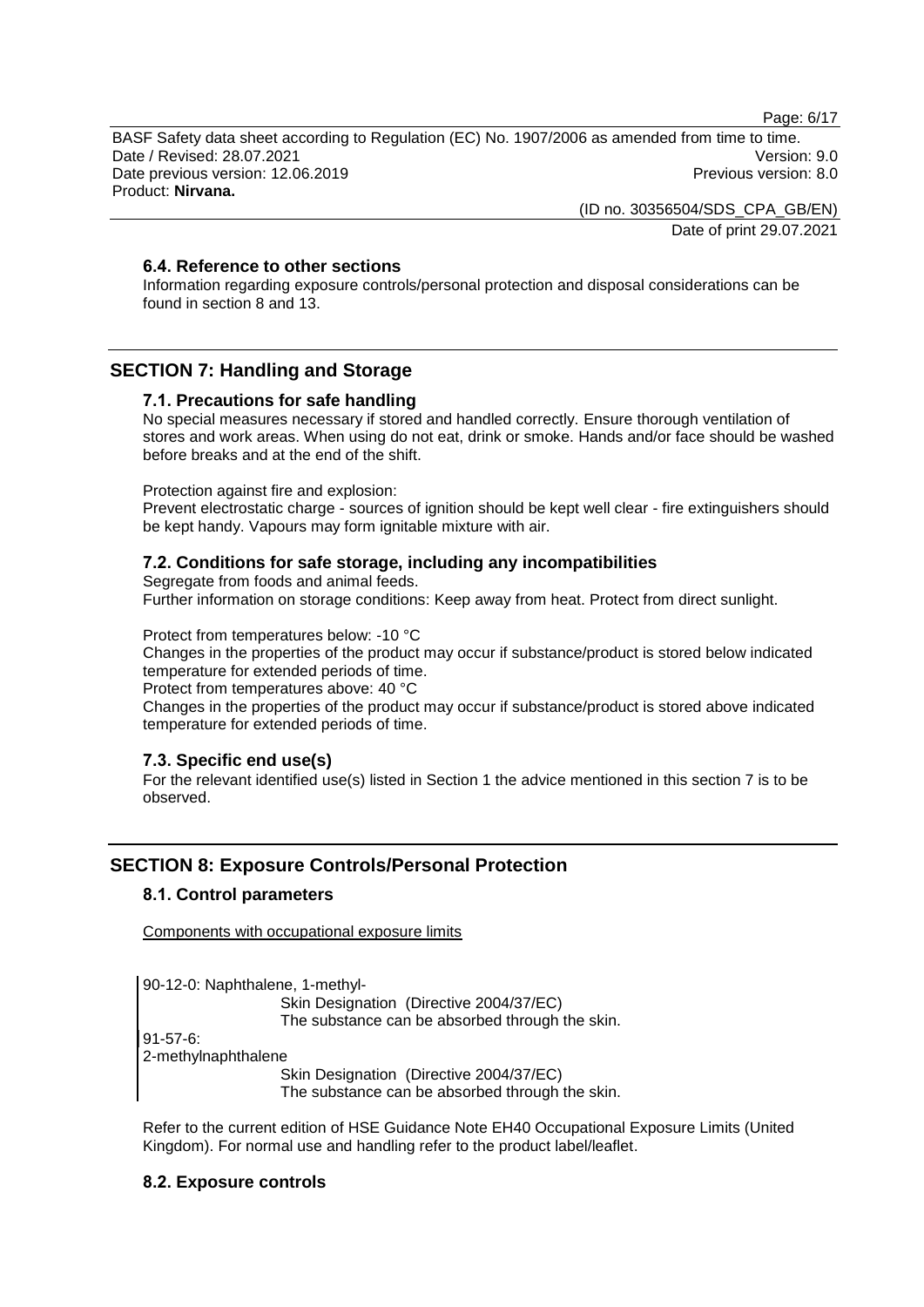### 6.4. Reference to other sections

Information regarding exposure controls/personal protection and disposal considerations can be found in section 8 and 13.

## SECTION 7: Handling and Storage

### 7.1. Precautions for safe handling

No special measures necessary if stored and handled correctly. Ensure thorough ventilation of stores and work areas. When using do not eat, drink or smoke. Hands and/or face should be washed before breaks and at the end of the shift.

Protection against fire and explosion:
Prevent electrostatic charge - sources of ignition should be kept well clear - fire extinguishers should be kept handy. Vapours may form ignitable mixture with air.

### 7.2. Conditions for safe storage, including any incompatibilities

Segregate from foods and animal feeds.
Further information on storage conditions: Keep away from heat. Protect from direct sunlight.

Protect from temperatures below: -10 °C
Changes in the properties of the product may occur if substance/product is stored below indicated temperature for extended periods of time.
Protect from temperatures above: 40 °C
Changes in the properties of the product may occur if substance/product is stored above indicated temperature for extended periods of time.

### 7.3. Specific end use(s)

For the relevant identified use(s) listed in Section 1 the advice mentioned in this section 7 is to be observed.

## SECTION 8: Exposure Controls/Personal Protection

### 8.1. Control parameters

Components with occupational exposure limits

90-12-0: Naphthalene, 1-methyl-
Skin Designation (Directive 2004/37/EC)
The substance can be absorbed through the skin.

91-57-6:
2-methylnaphthalene
Skin Designation (Directive 2004/37/EC)
The substance can be absorbed through the skin.

Refer to the current edition of HSE Guidance Note EH40 Occupational Exposure Limits (United Kingdom). For normal use and handling refer to the product label/leaflet.

### 8.2. Exposure controls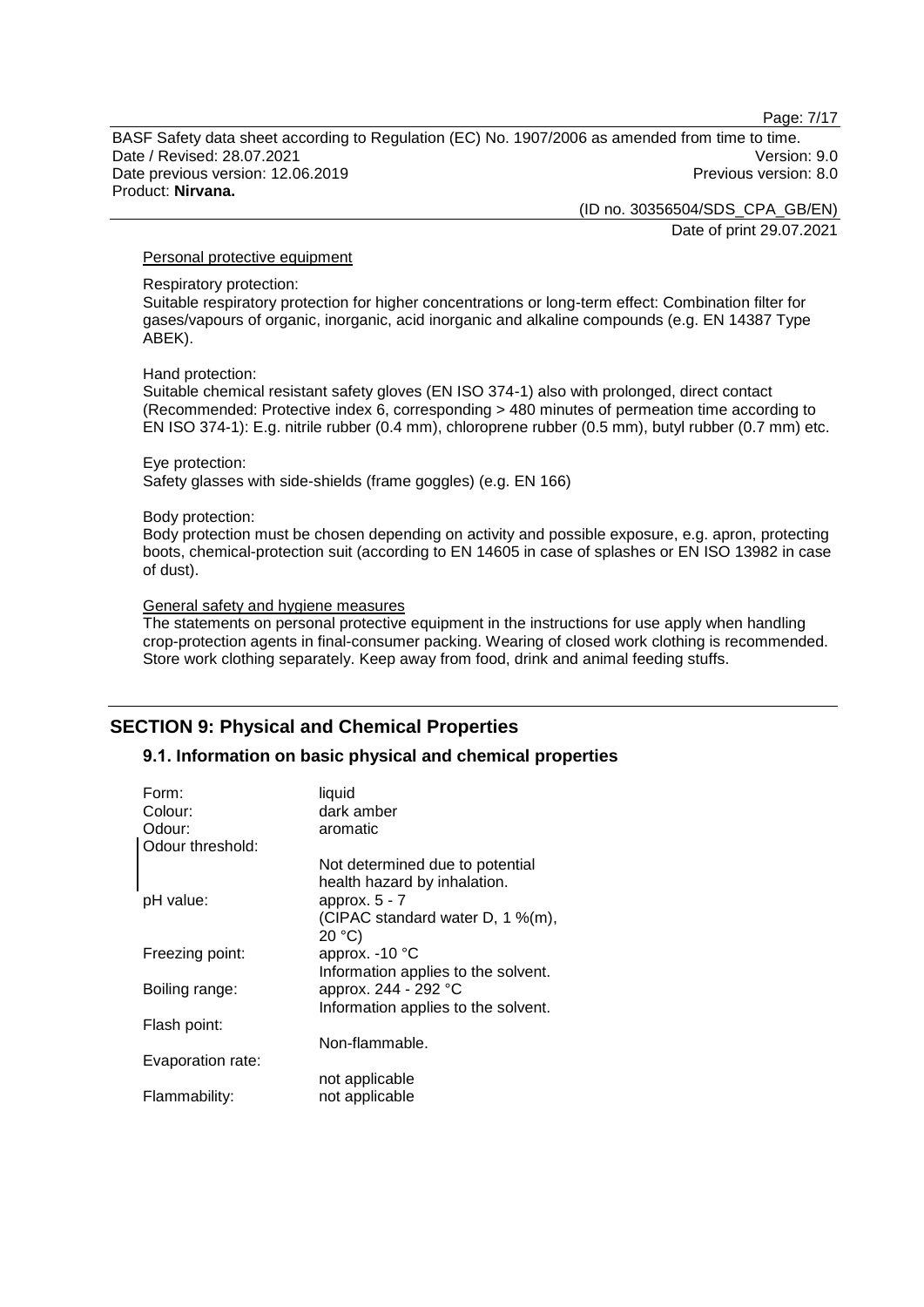Personal protective equipment

Respiratory protection:
Suitable respiratory protection for higher concentrations or long-term effect: Combination filter for gases/vapours of organic, inorganic, acid inorganic and alkaline compounds (e.g. EN 14387 Type ABEK).

Hand protection:
Suitable chemical resistant safety gloves (EN ISO 374-1) also with prolonged, direct contact (Recommended: Protective index 6, corresponding > 480 minutes of permeation time according to EN ISO 374-1): E.g. nitrile rubber (0.4 mm), chloroprene rubber (0.5 mm), butyl rubber (0.7 mm) etc.

Eye protection:
Safety glasses with side-shields (frame goggles) (e.g. EN 166)

Body protection:
Body protection must be chosen depending on activity and possible exposure, e.g. apron, protecting boots, chemical-protection suit (according to EN 14605 in case of splashes or EN ISO 13982 in case of dust).

General safety and hygiene measures

The statements on personal protective equipment in the instructions for use apply when handling crop-protection agents in final-consumer packing. Wearing of closed work clothing is recommended. Store work clothing separately. Keep away from food, drink and animal feeding stuffs.

## SECTION 9: Physical and Chemical Properties

### 9.1. Information on basic physical and chemical properties

| | |
|---|---|
| Form: | liquid |
| Colour: | dark amber |
| Odour: | aromatic |
| Odour threshold: | Not determined due to potential health hazard by inhalation. |
| pH value: | approx. 5 - 7 (CIPAC standard water D, 1 %(m), 20 °C) |
| Freezing point: | approx. -10 °C Information applies to the solvent. |
| Boiling range: | approx. 244 - 292 °C Information applies to the solvent. |
| Flash point: | Non-flammable. |
| Evaporation rate: | not applicable |
| Flammability: | not applicable |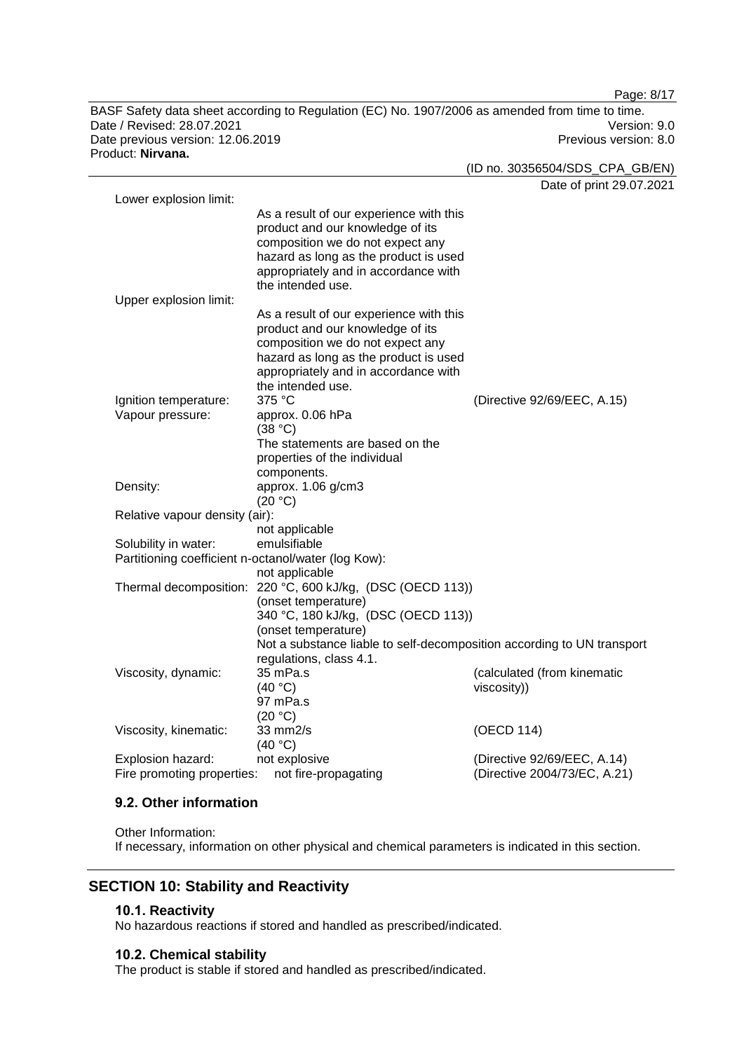| | | |
|---|---|---|
| Lower explosion limit: | As a result of our experience with this product and our knowledge of its composition we do not expect any hazard as long as the product is used appropriately and in accordance with the intended use. | |
| Upper explosion limit: | As a result of our experience with this product and our knowledge of its composition we do not expect any hazard as long as the product is used appropriately and in accordance with the intended use. | |
| Ignition temperature: | 375 °C | (Directive 92/69/EEC, A.15) |
| Vapour pressure: | approx. 0.06 hPa (38 °C) The statements are based on the properties of the individual components. | |
| Density: | approx. 1.06 g/cm3 (20 °C) | |
| Relative vapour density (air): | not applicable | |
| Solubility in water: | emulsifiable | |
| Partitioning coefficient n-octanol/water (log Kow): | not applicable | |
| Thermal decomposition: | 220 °C, 600 kJ/kg, (DSC (OECD 113)) (onset temperature) 340 °C, 180 kJ/kg, (DSC (OECD 113)) (onset temperature) Not a substance liable to self-decomposition according to UN transport regulations, class 4.1. | |
| Viscosity, dynamic: | 35 mPa.s (40 °C) 97 mPa.s (20 °C) | (calculated (from kinematic viscosity)) |
| Viscosity, kinematic: | 33 mm2/s (40 °C) | (OECD 114) |
| Explosion hazard: | not explosive | (Directive 92/69/EEC, A.14) |
| Fire promoting properties: | not fire-propagating | (Directive 2004/73/EC, A.21) |

### 9.2. Other information

Other Information:
If necessary, information on other physical and chemical parameters is indicated in this section.

## SECTION 10: Stability and Reactivity

### 10.1. Reactivity

No hazardous reactions if stored and handled as prescribed/indicated.

### 10.2. Chemical stability

The product is stable if stored and handled as prescribed/indicated.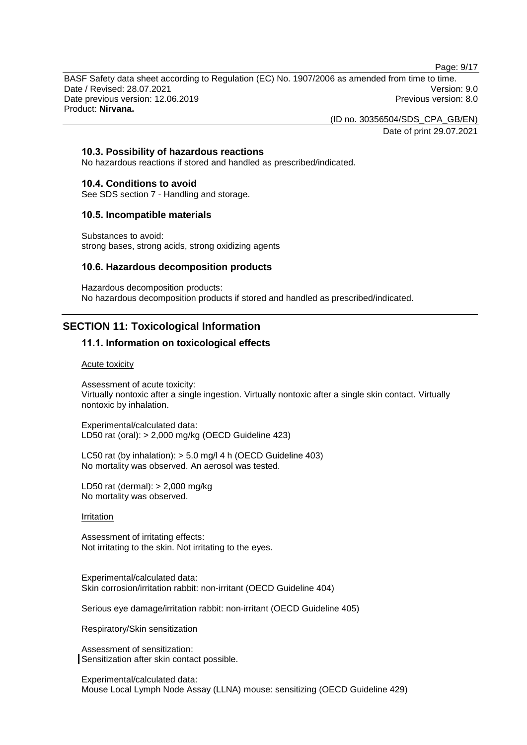### 10.3. Possibility of hazardous reactions

No hazardous reactions if stored and handled as prescribed/indicated.

### 10.4. Conditions to avoid

See SDS section 7 - Handling and storage.

### 10.5. Incompatible materials

Substances to avoid:
strong bases, strong acids, strong oxidizing agents

### 10.6. Hazardous decomposition products

Hazardous decomposition products:
No hazardous decomposition products if stored and handled as prescribed/indicated.

## SECTION 11: Toxicological Information

### 11.1. Information on toxicological effects

Acute toxicity

Assessment of acute toxicity:
Virtually nontoxic after a single ingestion. Virtually nontoxic after a single skin contact. Virtually nontoxic by inhalation.

Experimental/calculated data:
LD50 rat (oral): > 2,000 mg/kg (OECD Guideline 423)

LC50 rat (by inhalation): > 5.0 mg/l 4 h (OECD Guideline 403)
No mortality was observed. An aerosol was tested.

LD50 rat (dermal): > 2,000 mg/kg
No mortality was observed.

Irritation

Assessment of irritating effects:
Not irritating to the skin. Not irritating to the eyes.

Experimental/calculated data:
Skin corrosion/irritation rabbit: non-irritant (OECD Guideline 404)

Serious eye damage/irritation rabbit: non-irritant (OECD Guideline 405)

Respiratory/Skin sensitization

Assessment of sensitization:
Sensitization after skin contact possible.

Experimental/calculated data:
Mouse Local Lymph Node Assay (LLNA) mouse: sensitizing (OECD Guideline 429)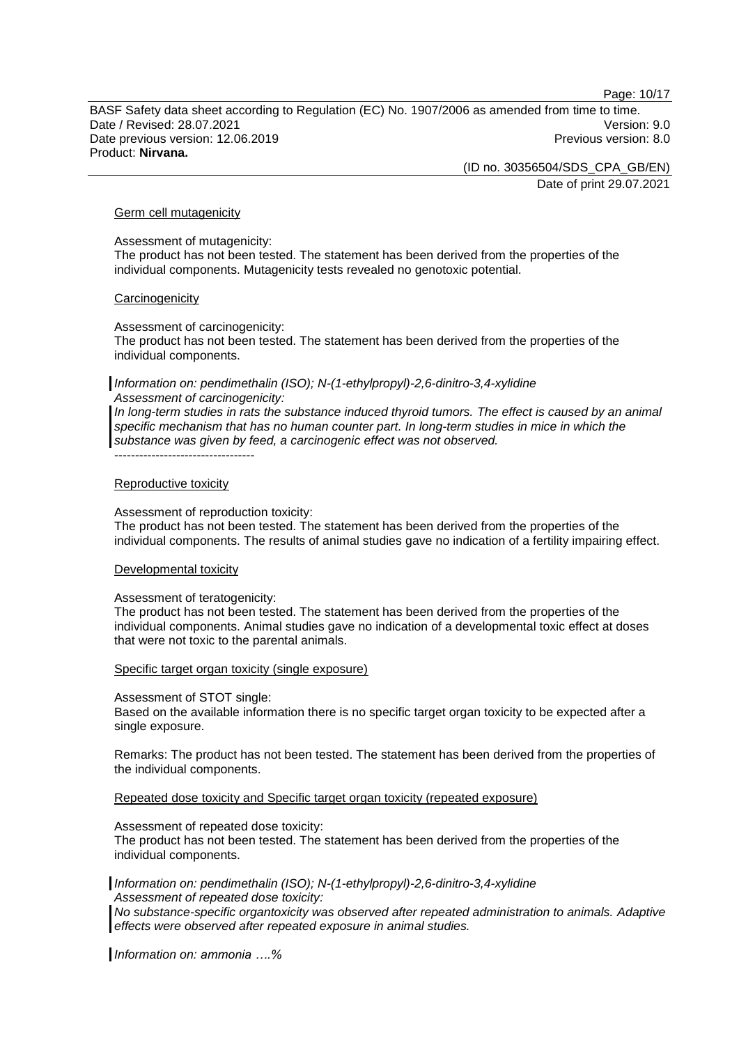Germ cell mutagenicity

Assessment of mutagenicity:
The product has not been tested. The statement has been derived from the properties of the individual components. Mutagenicity tests revealed no genotoxic potential.

Carcinogenicity

Assessment of carcinogenicity:
The product has not been tested. The statement has been derived from the properties of the individual components.

*Information on: pendimethalin (ISO); N-(1-ethylpropyl)-2,6-dinitro-3,4-xylidine*
*Assessment of carcinogenicity:*
*In long-term studies in rats the substance induced thyroid tumors. The effect is caused by an animal specific mechanism that has no human counter part. In long-term studies in mice in which the substance was given by feed, a carcinogenic effect was not observed.*
----------------------------------

Reproductive toxicity

Assessment of reproduction toxicity:
The product has not been tested. The statement has been derived from the properties of the individual components. The results of animal studies gave no indication of a fertility impairing effect.

Developmental toxicity

Assessment of teratogenicity:
The product has not been tested. The statement has been derived from the properties of the individual components. Animal studies gave no indication of a developmental toxic effect at doses that were not toxic to the parental animals.

Specific target organ toxicity (single exposure)

Assessment of STOT single:
Based on the available information there is no specific target organ toxicity to be expected after a single exposure.

Remarks: The product has not been tested. The statement has been derived from the properties of the individual components.

Repeated dose toxicity and Specific target organ toxicity (repeated exposure)

Assessment of repeated dose toxicity:
The product has not been tested. The statement has been derived from the properties of the individual components.

*Information on: pendimethalin (ISO); N-(1-ethylpropyl)-2,6-dinitro-3,4-xylidine*
*Assessment of repeated dose toxicity:*
*No substance-specific organtoxicity was observed after repeated administration to animals. Adaptive effects were observed after repeated exposure in animal studies.*

*Information on: ammonia ….%*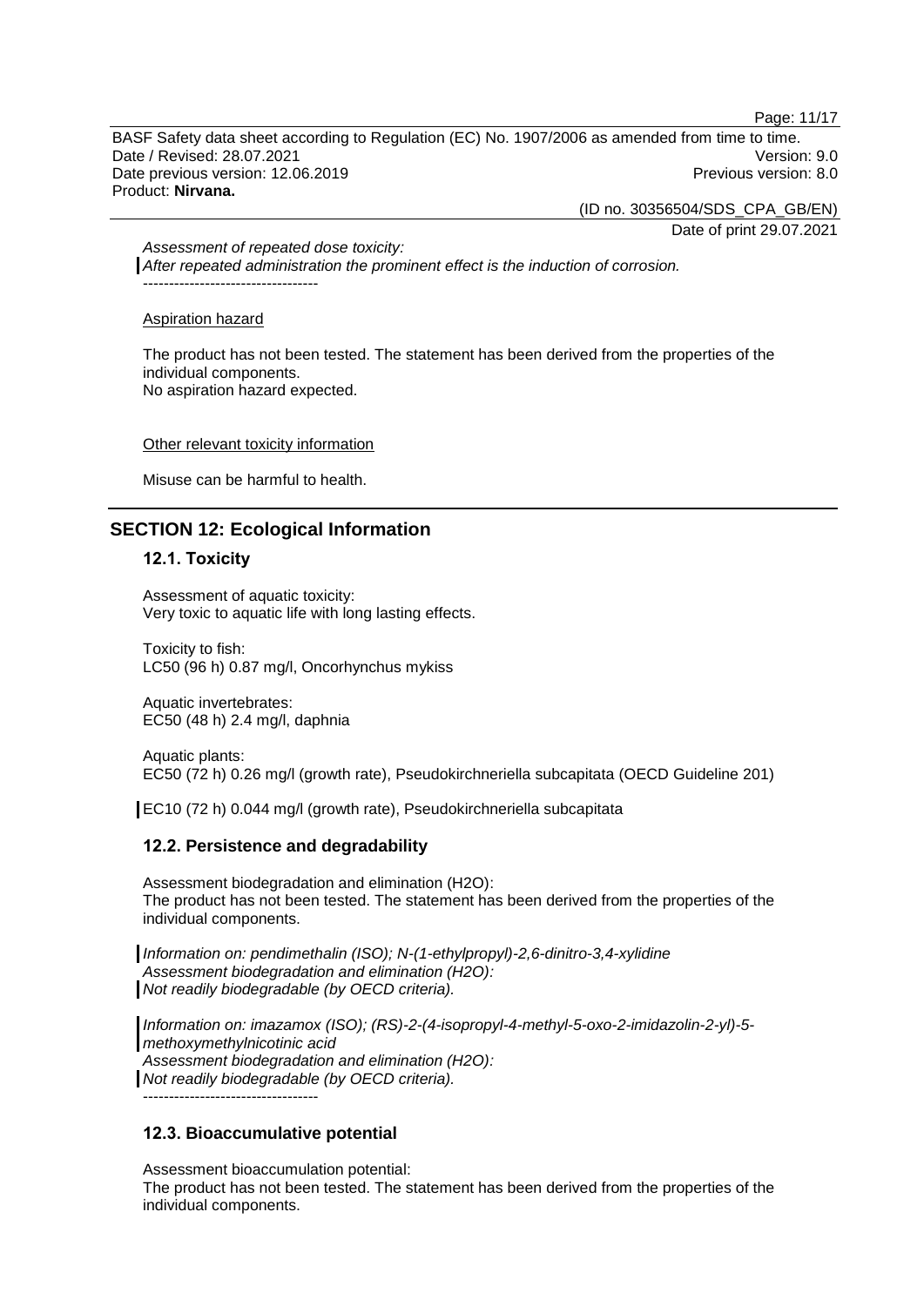*Assessment of repeated dose toxicity:*
*After repeated administration the prominent effect is the induction of corrosion.*
----------------------------------

Aspiration hazard

The product has not been tested. The statement has been derived from the properties of the individual components.
No aspiration hazard expected.

Other relevant toxicity information

Misuse can be harmful to health.

## SECTION 12: Ecological Information

### 12.1. Toxicity

Assessment of aquatic toxicity:
Very toxic to aquatic life with long lasting effects.

Toxicity to fish:
LC50 (96 h) 0.87 mg/l, Oncorhynchus mykiss

Aquatic invertebrates:
EC50 (48 h) 2.4 mg/l, daphnia

Aquatic plants:
EC50 (72 h) 0.26 mg/l (growth rate), Pseudokirchneriella subcapitata (OECD Guideline 201)

EC10 (72 h) 0.044 mg/l (growth rate), Pseudokirchneriella subcapitata

### 12.2. Persistence and degradability

Assessment biodegradation and elimination (H2O):
The product has not been tested. The statement has been derived from the properties of the individual components.

*Information on: pendimethalin (ISO); N-(1-ethylpropyl)-2,6-dinitro-3,4-xylidine*
*Assessment biodegradation and elimination (H2O):*
*Not readily biodegradable (by OECD criteria).*

*Information on: imazamox (ISO); (RS)-2-(4-isopropyl-4-methyl-5-oxo-2-imidazolin-2-yl)-5-methoxymethylnicotinic acid*
*Assessment biodegradation and elimination (H2O):*
*Not readily biodegradable (by OECD criteria).*
----------------------------------

### 12.3. Bioaccumulative potential

Assessment bioaccumulation potential:
The product has not been tested. The statement has been derived from the properties of the individual components.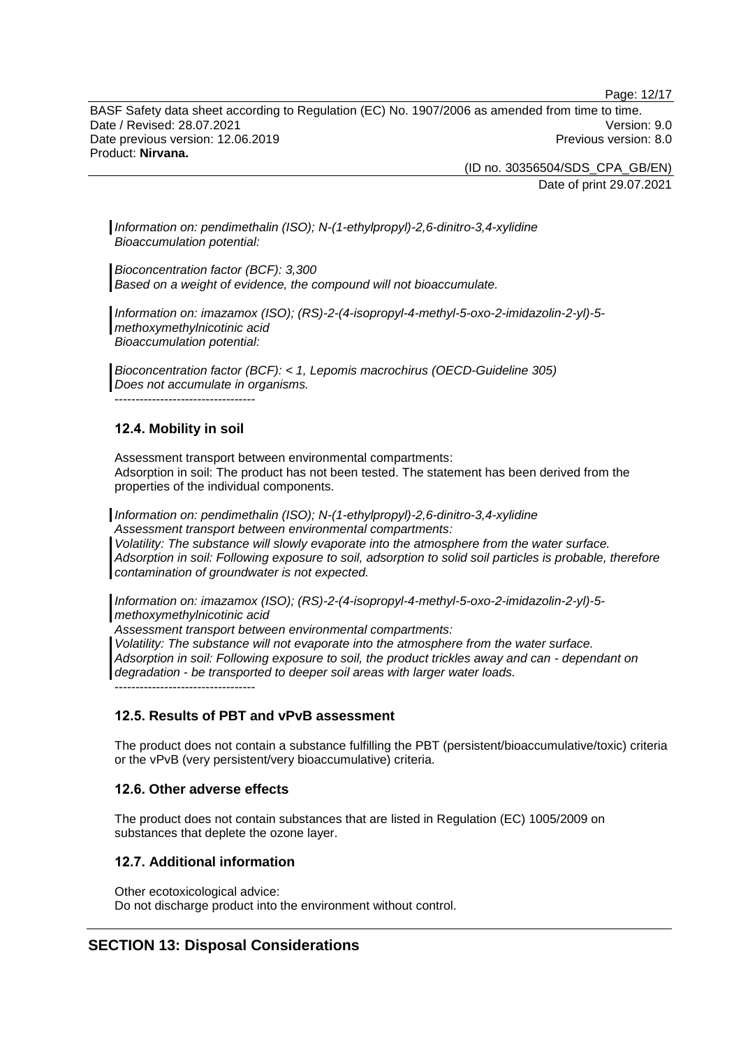*Information on: pendimethalin (ISO); N-(1-ethylpropyl)-2,6-dinitro-3,4-xylidine*
*Bioaccumulation potential:*

*Bioconcentration factor (BCF): 3,300*
*Based on a weight of evidence, the compound will not bioaccumulate.*

*Information on: imazamox (ISO); (RS)-2-(4-isopropyl-4-methyl-5-oxo-2-imidazolin-2-yl)-5-methoxymethylnicotinic acid*
*Bioaccumulation potential:*

*Bioconcentration factor (BCF): < 1, Lepomis macrochirus (OECD-Guideline 305)*
*Does not accumulate in organisms.*
----------------------------------

### 12.4. Mobility in soil

Assessment transport between environmental compartments:
Adsorption in soil: The product has not been tested. The statement has been derived from the properties of the individual components.

*Information on: pendimethalin (ISO); N-(1-ethylpropyl)-2,6-dinitro-3,4-xylidine*
*Assessment transport between environmental compartments:*
*Volatility: The substance will slowly evaporate into the atmosphere from the water surface.*
*Adsorption in soil: Following exposure to soil, adsorption to solid soil particles is probable, therefore contamination of groundwater is not expected.*

*Information on: imazamox (ISO); (RS)-2-(4-isopropyl-4-methyl-5-oxo-2-imidazolin-2-yl)-5-methoxymethylnicotinic acid*
*Assessment transport between environmental compartments:*
*Volatility: The substance will not evaporate into the atmosphere from the water surface.*
*Adsorption in soil: Following exposure to soil, the product trickles away and can - dependant on degradation - be transported to deeper soil areas with larger water loads.*
----------------------------------

### 12.5. Results of PBT and vPvB assessment

The product does not contain a substance fulfilling the PBT (persistent/bioaccumulative/toxic) criteria or the vPvB (very persistent/very bioaccumulative) criteria.

### 12.6. Other adverse effects

The product does not contain substances that are listed in Regulation (EC) 1005/2009 on substances that deplete the ozone layer.

### 12.7. Additional information

Other ecotoxicological advice:
Do not discharge product into the environment without control.

## SECTION 13: Disposal Considerations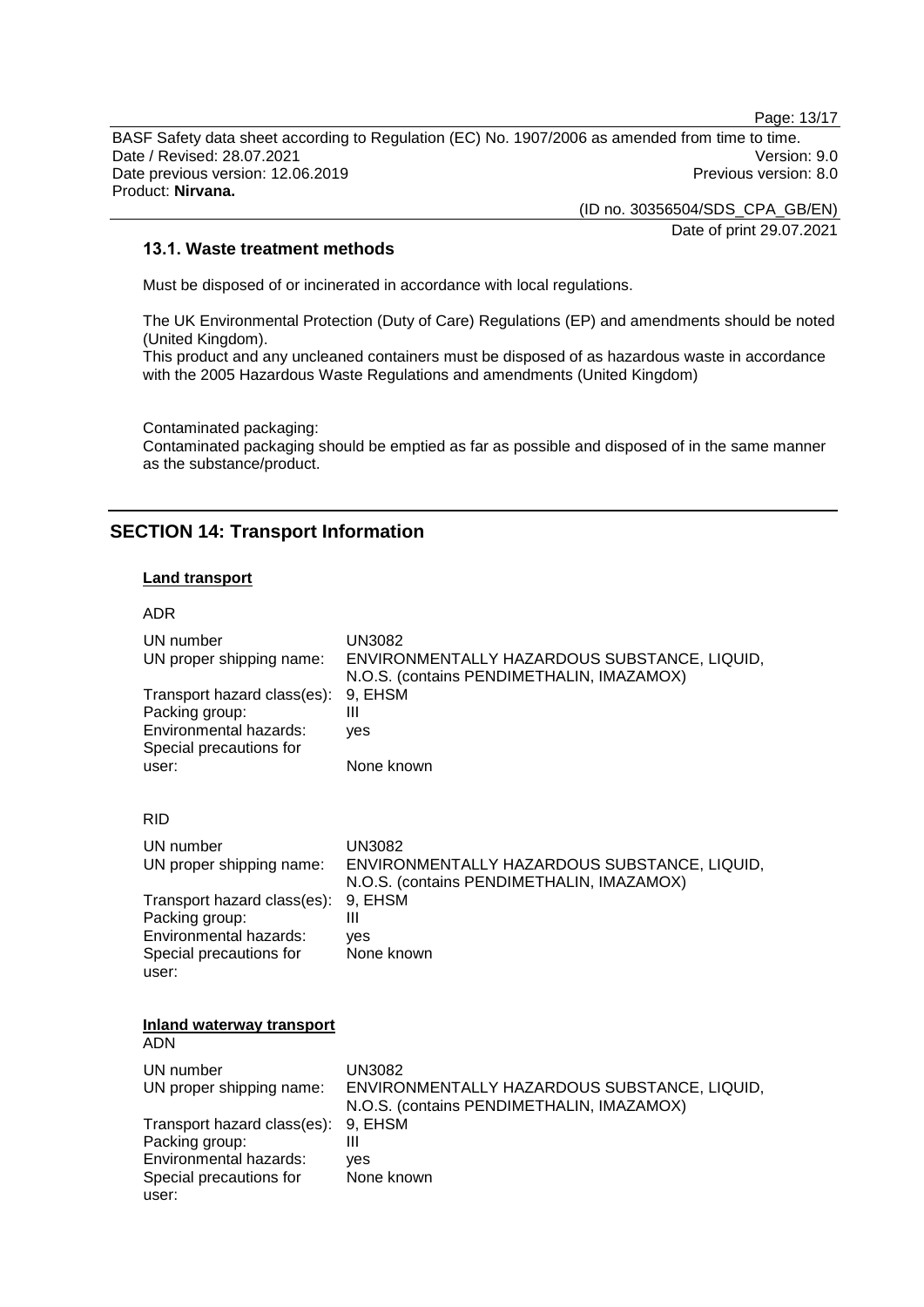### 13.1. Waste treatment methods

Must be disposed of or incinerated in accordance with local regulations.

The UK Environmental Protection (Duty of Care) Regulations (EP) and amendments should be noted (United Kingdom).
This product and any uncleaned containers must be disposed of as hazardous waste in accordance with the 2005 Hazardous Waste Regulations and amendments (United Kingdom)

Contaminated packaging:
Contaminated packaging should be emptied as far as possible and disposed of in the same manner as the substance/product.

## SECTION 14: Transport Information

**Land transport**

ADR

| | |
|---|---|
| UN number | UN3082 |
| UN proper shipping name: | ENVIRONMENTALLY HAZARDOUS SUBSTANCE, LIQUID, N.O.S. (contains PENDIMETHALIN, IMAZAMOX) |
| Transport hazard class(es): | 9, EHSM |
| Packing group: | III |
| Environmental hazards: | yes |
| Special precautions for user: | None known |

RID

| | |
|---|---|
| UN number | UN3082 |
| UN proper shipping name: | ENVIRONMENTALLY HAZARDOUS SUBSTANCE, LIQUID, N.O.S. (contains PENDIMETHALIN, IMAZAMOX) |
| Transport hazard class(es): | 9, EHSM |
| Packing group: | III |
| Environmental hazards: | yes |
| Special precautions for user: | None known |

**Inland waterway transport**

ADN

| | |
|---|---|
| UN number | UN3082 |
| UN proper shipping name: | ENVIRONMENTALLY HAZARDOUS SUBSTANCE, LIQUID, N.O.S. (contains PENDIMETHALIN, IMAZAMOX) |
| Transport hazard class(es): | 9, EHSM |
| Packing group: | III |
| Environmental hazards: | yes |
| Special precautions for user: | None known |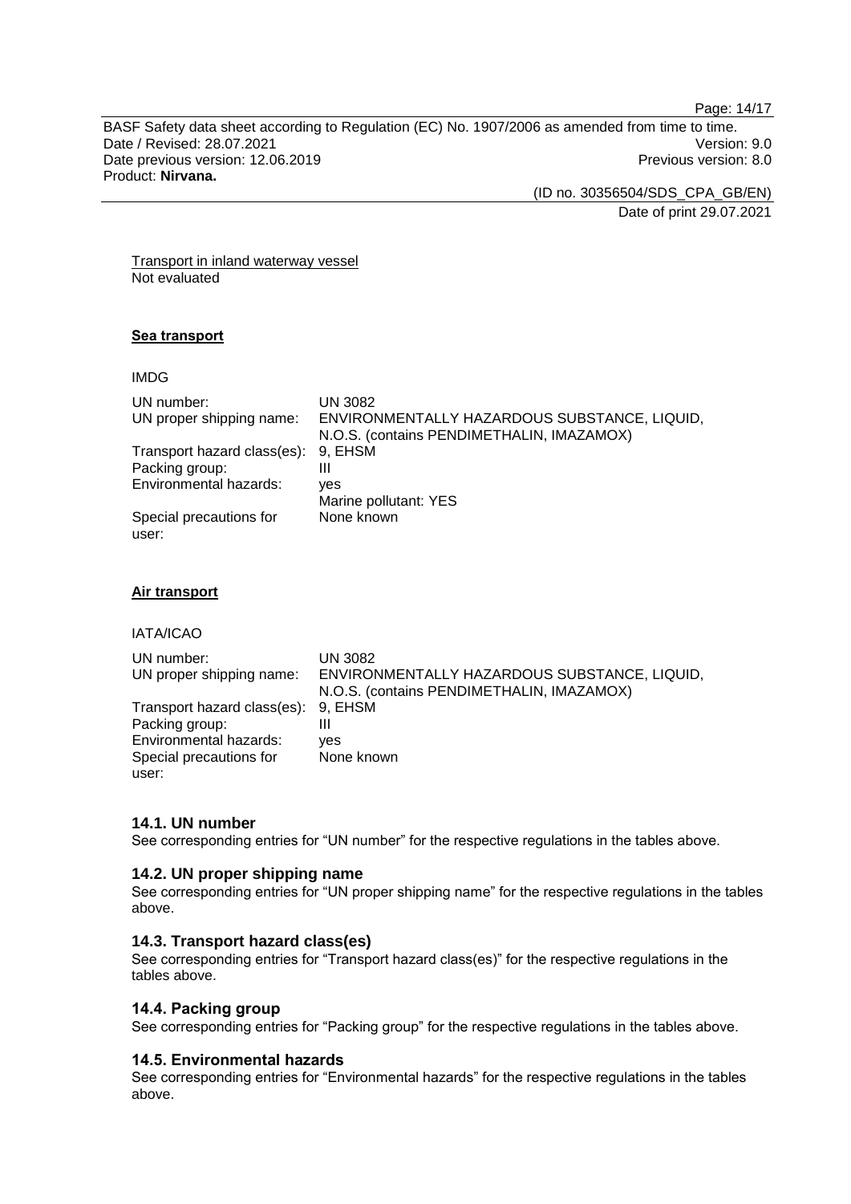Transport in inland waterway vessel
Not evaluated

**Sea transport**

IMDG

| | |
|---|---|
| UN number: | UN 3082 |
| UN proper shipping name: | ENVIRONMENTALLY HAZARDOUS SUBSTANCE, LIQUID, N.O.S. (contains PENDIMETHALIN, IMAZAMOX) |
| Transport hazard class(es): | 9, EHSM |
| Packing group: | III |
| Environmental hazards: | yes<br>Marine pollutant: YES |
| Special precautions for user: | None known |

**Air transport**

IATA/ICAO

| | |
|---|---|
| UN number: | UN 3082 |
| UN proper shipping name: | ENVIRONMENTALLY HAZARDOUS SUBSTANCE, LIQUID, N.O.S. (contains PENDIMETHALIN, IMAZAMOX) |
| Transport hazard class(es): | 9, EHSM |
| Packing group: | III |
| Environmental hazards: | yes |
| Special precautions for user: | None known |

### 14.1. UN number

See corresponding entries for "UN number" for the respective regulations in the tables above.

### 14.2. UN proper shipping name

See corresponding entries for "UN proper shipping name" for the respective regulations in the tables above.

### 14.3. Transport hazard class(es)

See corresponding entries for "Transport hazard class(es)" for the respective regulations in the tables above.

### 14.4. Packing group

See corresponding entries for "Packing group" for the respective regulations in the tables above.

### 14.5. Environmental hazards

See corresponding entries for "Environmental hazards" for the respective regulations in the tables above.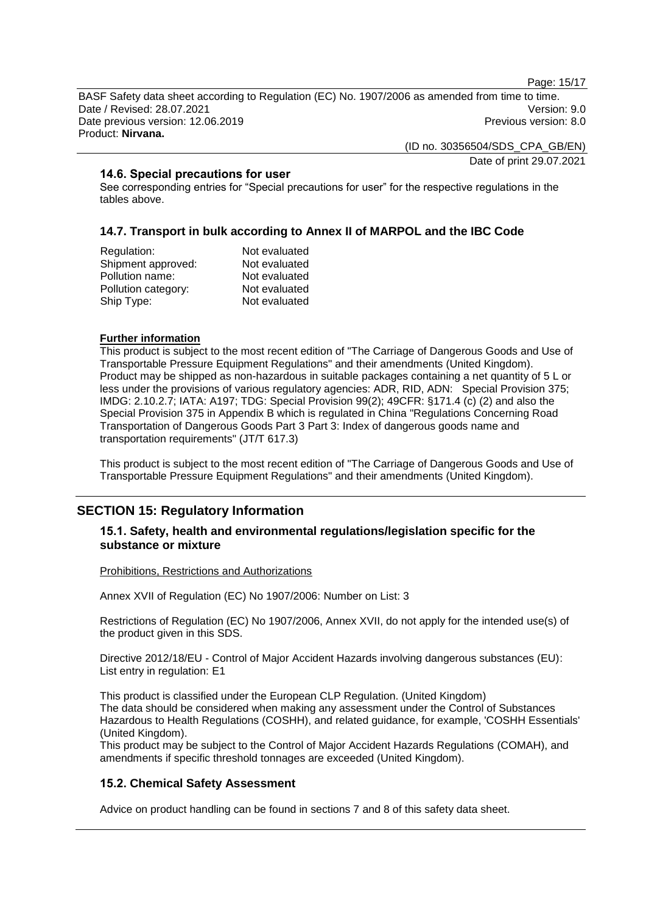### 14.6. Special precautions for user

See corresponding entries for "Special precautions for user" for the respective regulations in the tables above.

### 14.7. Transport in bulk according to Annex II of MARPOL and the IBC Code

| | |
|---|---|
| Regulation: | Not evaluated |
| Shipment approved: | Not evaluated |
| Pollution name: | Not evaluated |
| Pollution category: | Not evaluated |
| Ship Type: | Not evaluated |

**Further information**

This product is subject to the most recent edition of "The Carriage of Dangerous Goods and Use of Transportable Pressure Equipment Regulations" and their amendments (United Kingdom).
Product may be shipped as non-hazardous in suitable packages containing a net quantity of 5 L or less under the provisions of various regulatory agencies: ADR, RID, ADN: Special Provision 375; IMDG: 2.10.2.7; IATA: A197; TDG: Special Provision 99(2); 49CFR: §171.4 (c) (2) and also the Special Provision 375 in Appendix B which is regulated in China "Regulations Concerning Road Transportation of Dangerous Goods Part 3 Part 3: Index of dangerous goods name and transportation requirements" (JT/T 617.3)

This product is subject to the most recent edition of "The Carriage of Dangerous Goods and Use of Transportable Pressure Equipment Regulations" and their amendments (United Kingdom).

## SECTION 15: Regulatory Information

### 15.1. Safety, health and environmental regulations/legislation specific for the substance or mixture

Prohibitions, Restrictions and Authorizations

Annex XVII of Regulation (EC) No 1907/2006: Number on List: 3

Restrictions of Regulation (EC) No 1907/2006, Annex XVII, do not apply for the intended use(s) of the product given in this SDS.

Directive 2012/18/EU - Control of Major Accident Hazards involving dangerous substances (EU): List entry in regulation: E1

This product is classified under the European CLP Regulation. (United Kingdom)
The data should be considered when making any assessment under the Control of Substances Hazardous to Health Regulations (COSHH), and related guidance, for example, 'COSHH Essentials' (United Kingdom).
This product may be subject to the Control of Major Accident Hazards Regulations (COMAH), and amendments if specific threshold tonnages are exceeded (United Kingdom).

### 15.2. Chemical Safety Assessment

Advice on product handling can be found in sections 7 and 8 of this safety data sheet.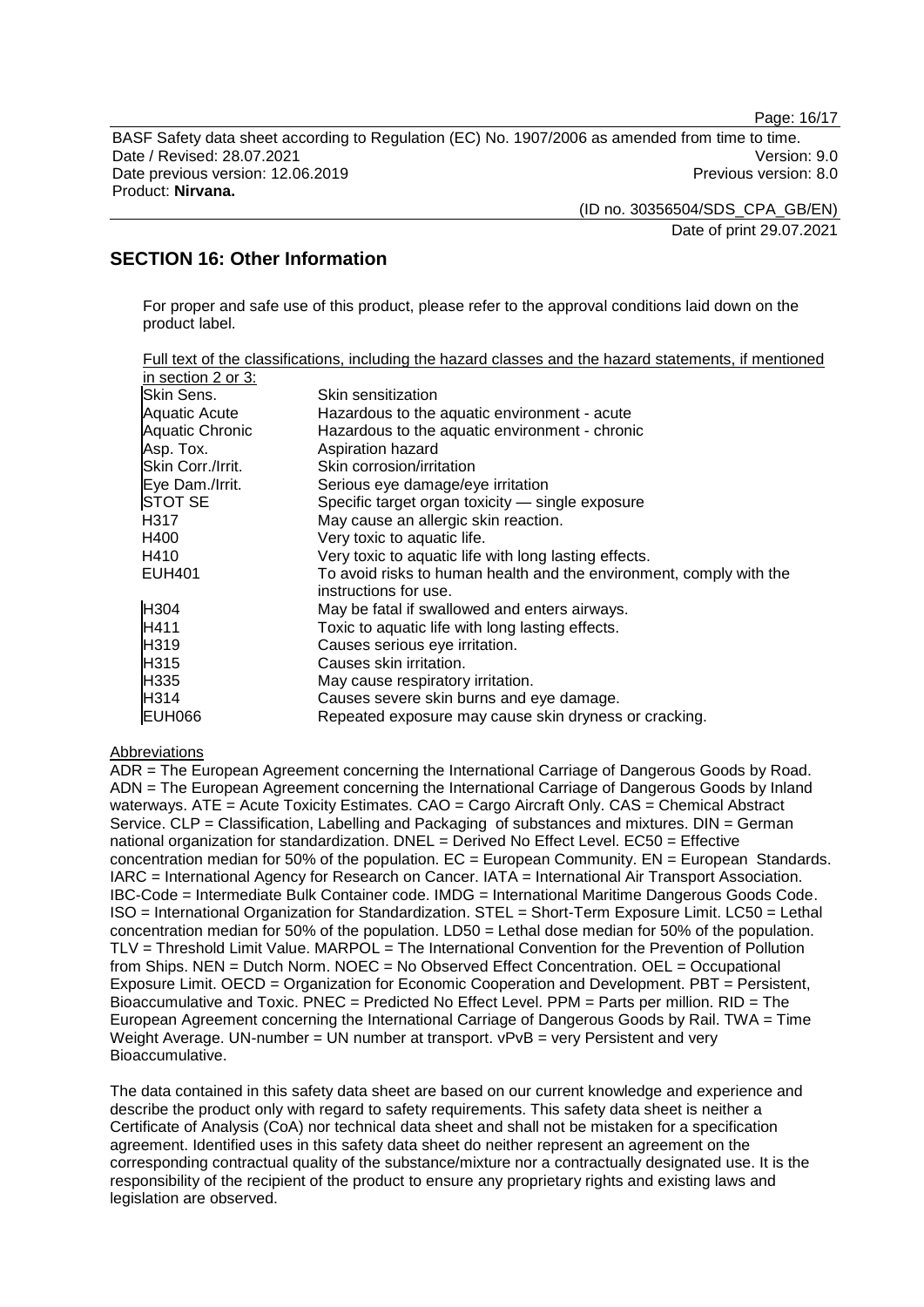## SECTION 16: Other Information

For proper and safe use of this product, please refer to the approval conditions laid down on the product label.

Full text of the classifications, including the hazard classes and the hazard statements, if mentioned in section 2 or 3:

| | |
|---|---|
| Skin Sens. | Skin sensitization |
| Aquatic Acute | Hazardous to the aquatic environment - acute |
| Aquatic Chronic | Hazardous to the aquatic environment - chronic |
| Asp. Tox. | Aspiration hazard |
| Skin Corr./Irrit. | Skin corrosion/irritation |
| Eye Dam./Irrit. | Serious eye damage/eye irritation |
| STOT SE | Specific target organ toxicity — single exposure |
| H317 | May cause an allergic skin reaction. |
| H400 | Very toxic to aquatic life. |
| H410 | Very toxic to aquatic life with long lasting effects. |
| EUH401 | To avoid risks to human health and the environment, comply with the instructions for use. |
| H304 | May be fatal if swallowed and enters airways. |
| H411 | Toxic to aquatic life with long lasting effects. |
| H319 | Causes serious eye irritation. |
| H315 | Causes skin irritation. |
| H335 | May cause respiratory irritation. |
| H314 | Causes severe skin burns and eye damage. |
| EUH066 | Repeated exposure may cause skin dryness or cracking. |

Abbreviations

ADR = The European Agreement concerning the International Carriage of Dangerous Goods by Road. ADN = The European Agreement concerning the International Carriage of Dangerous Goods by Inland waterways. ATE = Acute Toxicity Estimates. CAO = Cargo Aircraft Only. CAS = Chemical Abstract Service. CLP = Classification, Labelling and Packaging of substances and mixtures. DIN = German national organization for standardization. DNEL = Derived No Effect Level. EC50 = Effective concentration median for 50% of the population. EC = European Community. EN = European Standards. IARC = International Agency for Research on Cancer. IATA = International Air Transport Association. IBC-Code = Intermediate Bulk Container code. IMDG = International Maritime Dangerous Goods Code. ISO = International Organization for Standardization. STEL = Short-Term Exposure Limit. LC50 = Lethal concentration median for 50% of the population. LD50 = Lethal dose median for 50% of the population. TLV = Threshold Limit Value. MARPOL = The International Convention for the Prevention of Pollution from Ships. NEN = Dutch Norm. NOEC = No Observed Effect Concentration. OEL = Occupational Exposure Limit. OECD = Organization for Economic Cooperation and Development. PBT = Persistent, Bioaccumulative and Toxic. PNEC = Predicted No Effect Level. PPM = Parts per million. RID = The European Agreement concerning the International Carriage of Dangerous Goods by Rail. TWA = Time Weight Average. UN-number = UN number at transport. vPvB = very Persistent and very Bioaccumulative.

The data contained in this safety data sheet are based on our current knowledge and experience and describe the product only with regard to safety requirements. This safety data sheet is neither a Certificate of Analysis (CoA) nor technical data sheet and shall not be mistaken for a specification agreement. Identified uses in this safety data sheet do neither represent an agreement on the corresponding contractual quality of the substance/mixture nor a contractually designated use. It is the responsibility of the recipient of the product to ensure any proprietary rights and existing laws and legislation are observed.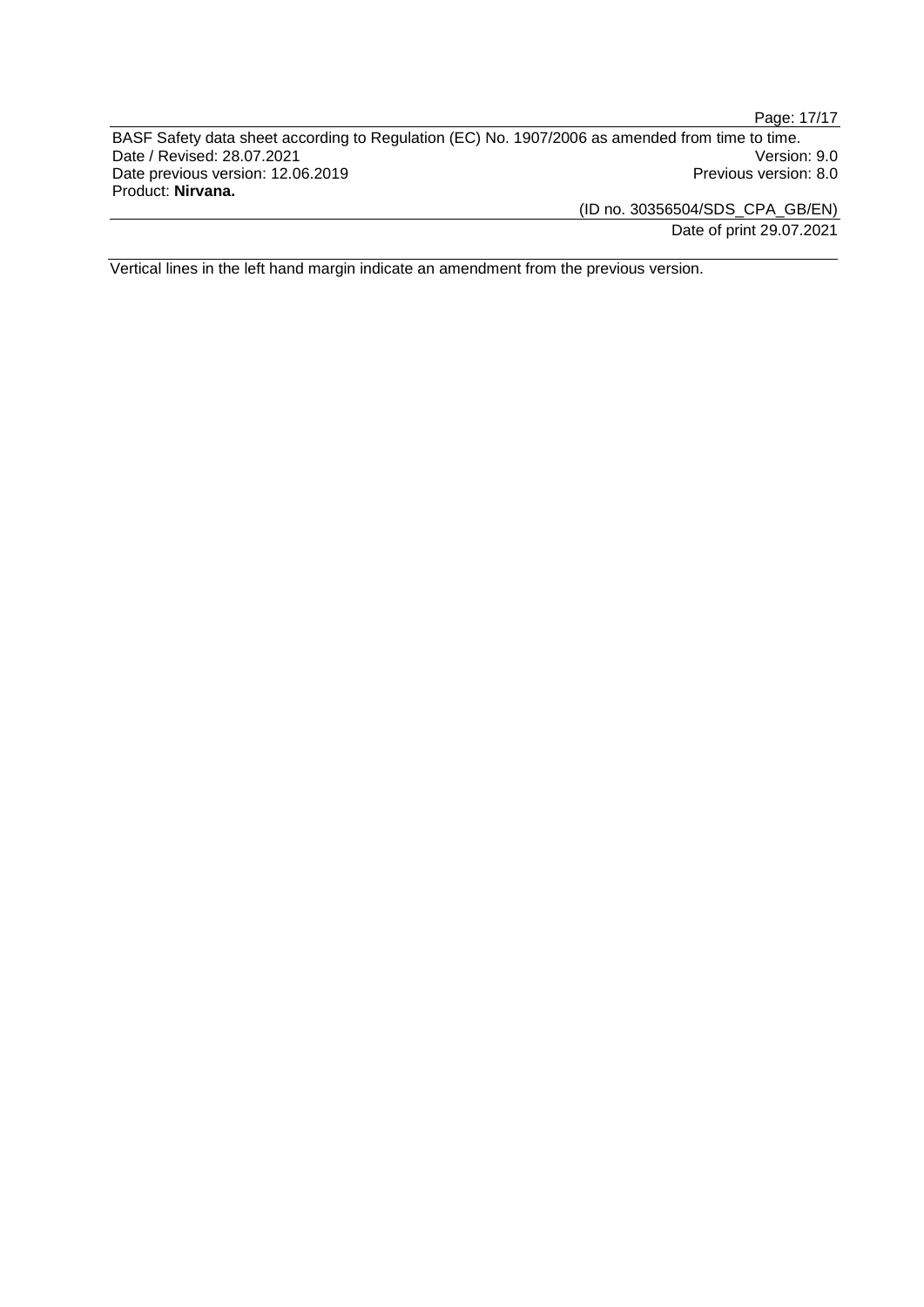Vertical lines in the left hand margin indicate an amendment from the previous version.